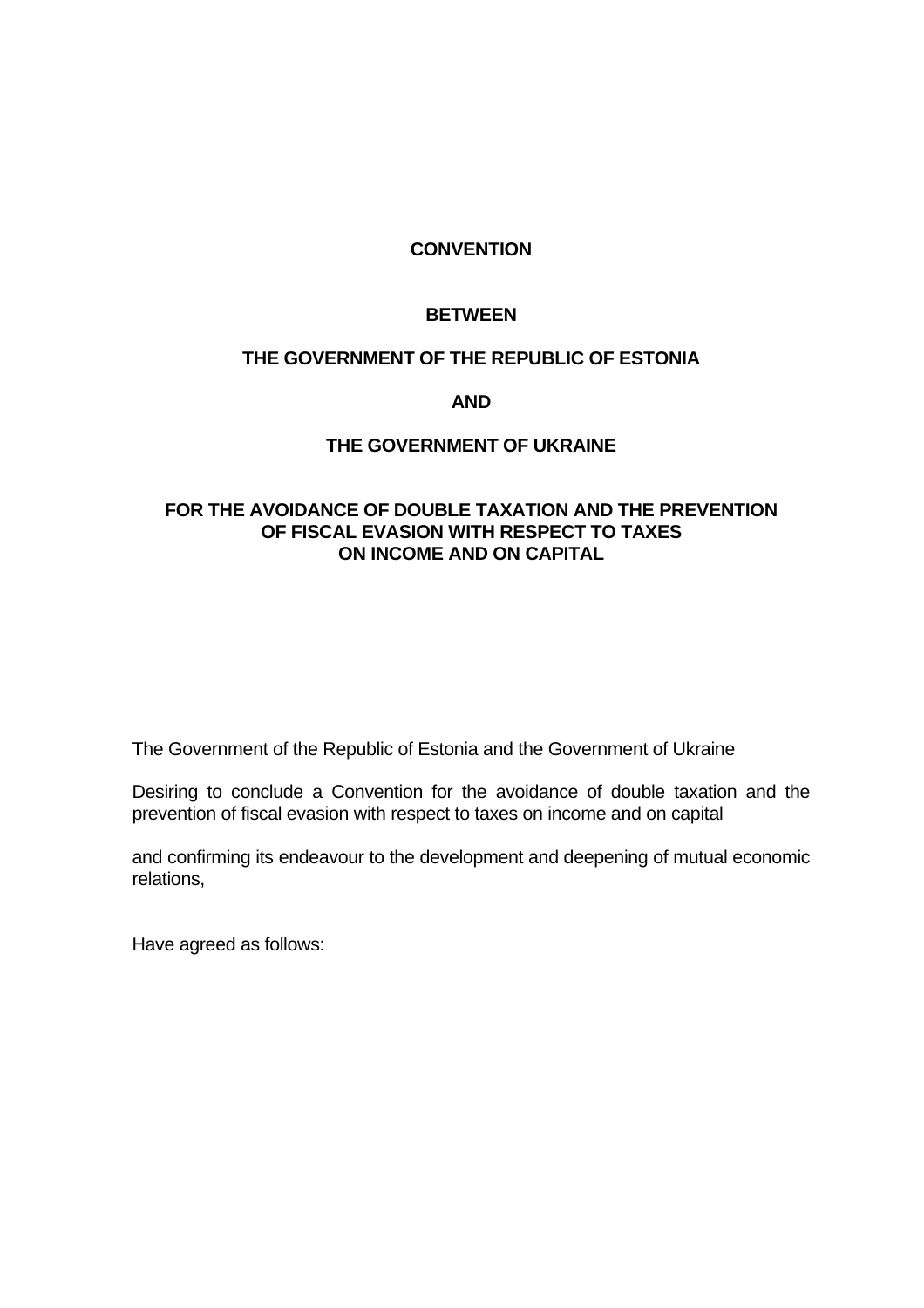# CONVENTION

## BETWEEN

## THE GOVERNMENT OF THE REPUBLIC OF ESTONIA

## AND

## THE GOVERNMENT OF UKRAINE

## FOR THE AVOIDANCE OF DOUBLE TAXATION AND THE PREVENTION OF FISCAL EVASION WITH RESPECT TO TAXES ON INCOME AND ON CAPITAL

The Government of the Republic of Estonia and the Government of Ukraine

Desiring to conclude a Convention for the avoidance of double taxation and the prevention of fiscal evasion with respect to taxes on income and on capital

and confirming its endeavour to the development and deepening of mutual economic relations,

Have agreed as follows: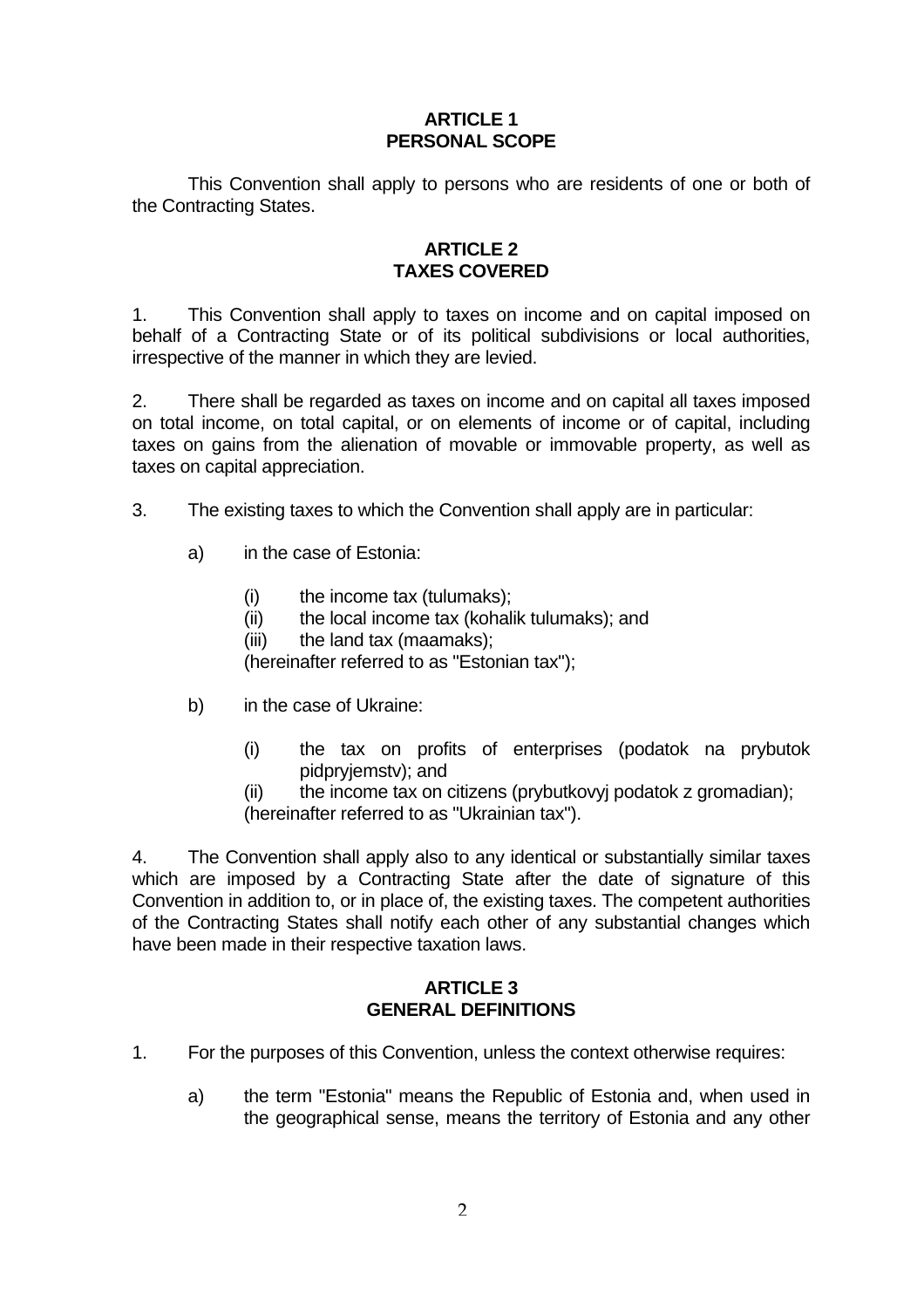## ARTICLE 1
## PERSONAL SCOPE

This Convention shall apply to persons who are residents of one or both of the Contracting States.

## ARTICLE 2
## TAXES COVERED

1. This Convention shall apply to taxes on income and on capital imposed on behalf of a Contracting State or of its political subdivisions or local authorities, irrespective of the manner in which they are levied.

2. There shall be regarded as taxes on income and on capital all taxes imposed on total income, on total capital, or on elements of income or of capital, including taxes on gains from the alienation of movable or immovable property, as well as taxes on capital appreciation.

3. The existing taxes to which the Convention shall apply are in particular:

   a) in the case of Estonia:

      (i) the income tax (tulumaks);
      (ii) the local income tax (kohalik tulumaks); and
      (iii) the land tax (maamaks);
      (hereinafter referred to as "Estonian tax");

   b) in the case of Ukraine:

      (i) the tax on profits of enterprises (podatok na prybutok pidpryjemstv); and
      (ii) the income tax on citizens (prybutkovyj podatok z gromadian);
      (hereinafter referred to as "Ukrainian tax").

4. The Convention shall apply also to any identical or substantially similar taxes which are imposed by a Contracting State after the date of signature of this Convention in addition to, or in place of, the existing taxes. The competent authorities of the Contracting States shall notify each other of any substantial changes which have been made in their respective taxation laws.

## ARTICLE 3
## GENERAL DEFINITIONS

1. For the purposes of this Convention, unless the context otherwise requires:

   a) the term "Estonia" means the Republic of Estonia and, when used in the geographical sense, means the territory of Estonia and any other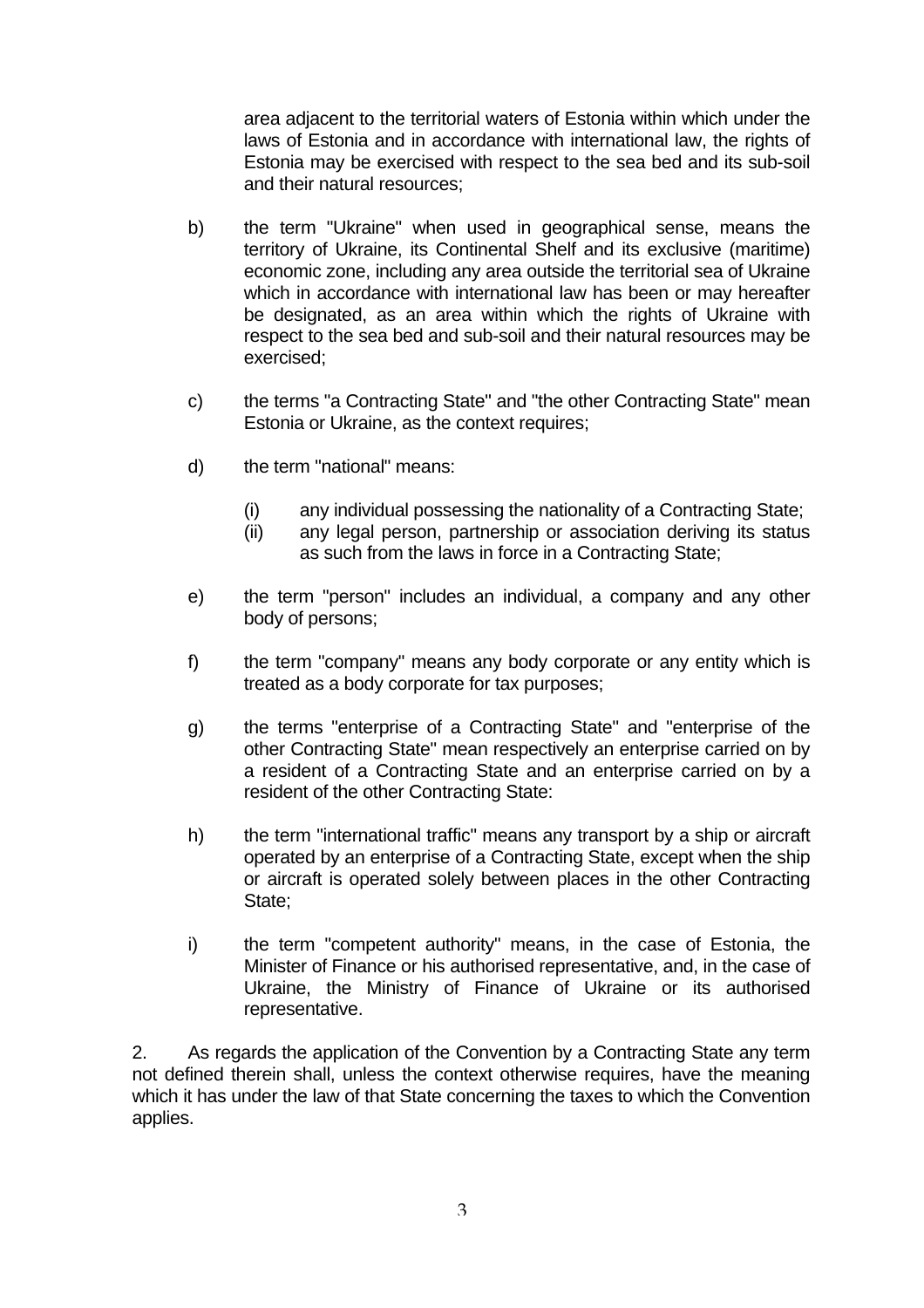area adjacent to the territorial waters of Estonia within which under the laws of Estonia and in accordance with international law, the rights of Estonia may be exercised with respect to the sea bed and its sub-soil and their natural resources;

b) the term "Ukraine" when used in geographical sense, means the territory of Ukraine, its Continental Shelf and its exclusive (maritime) economic zone, including any area outside the territorial sea of Ukraine which in accordance with international law has been or may hereafter be designated, as an area within which the rights of Ukraine with respect to the sea bed and sub-soil and their natural resources may be exercised;

c) the terms "a Contracting State" and "the other Contracting State" mean Estonia or Ukraine, as the context requires;

d) the term "national" means:

   (i) any individual possessing the nationality of a Contracting State;
   (ii) any legal person, partnership or association deriving its status as such from the laws in force in a Contracting State;

e) the term "person" includes an individual, a company and any other body of persons;

f) the term "company" means any body corporate or any entity which is treated as a body corporate for tax purposes;

g) the terms "enterprise of a Contracting State" and "enterprise of the other Contracting State" mean respectively an enterprise carried on by a resident of a Contracting State and an enterprise carried on by a resident of the other Contracting State:

h) the term "international traffic" means any transport by a ship or aircraft operated by an enterprise of a Contracting State, except when the ship or aircraft is operated solely between places in the other Contracting State;

i) the term "competent authority" means, in the case of Estonia, the Minister of Finance or his authorised representative, and, in the case of Ukraine, the Ministry of Finance of Ukraine or its authorised representative.

2. As regards the application of the Convention by a Contracting State any term not defined therein shall, unless the context otherwise requires, have the meaning which it has under the law of that State concerning the taxes to which the Convention applies.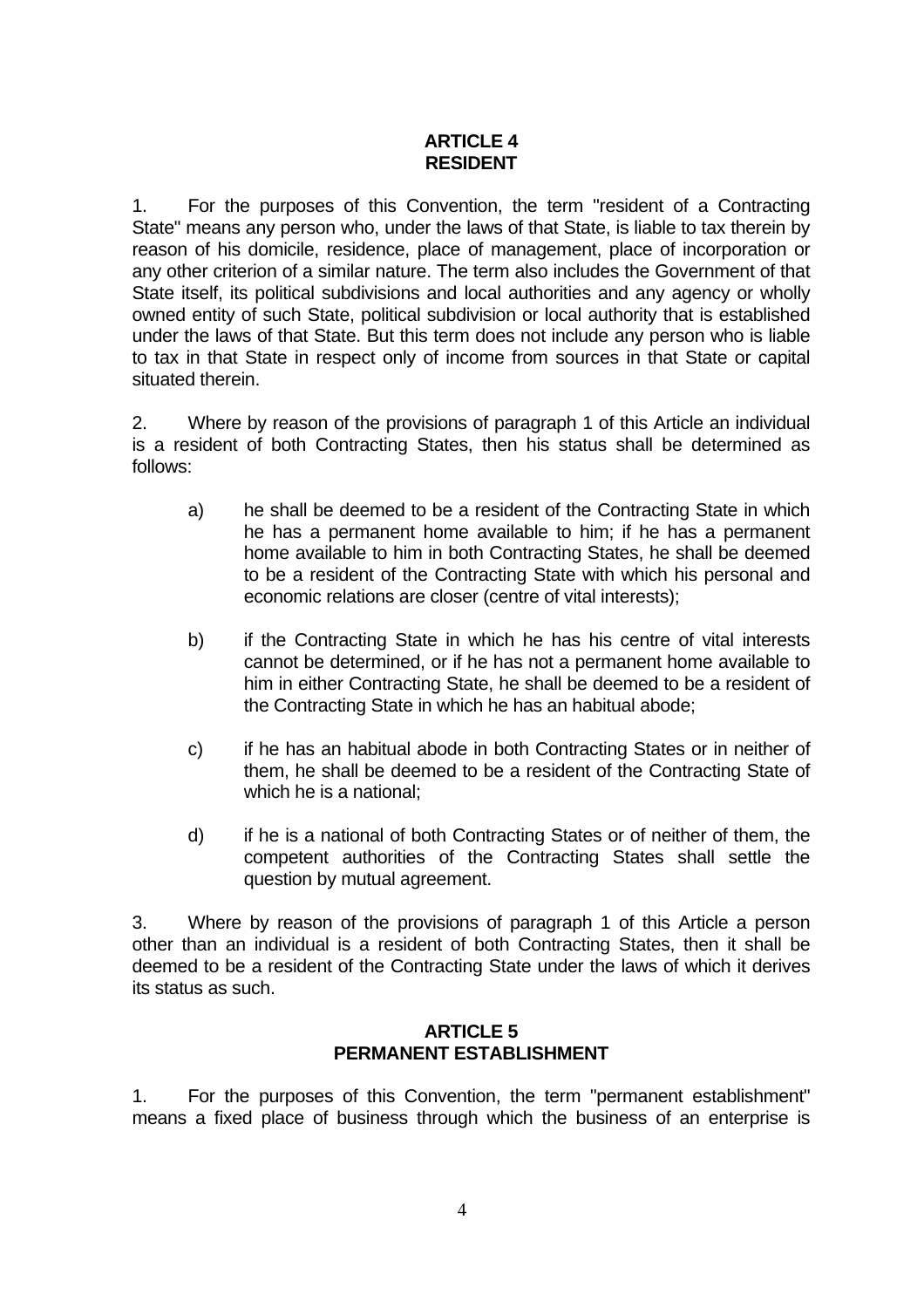## ARTICLE 4
## RESIDENT

1. For the purposes of this Convention, the term "resident of a Contracting State" means any person who, under the laws of that State, is liable to tax therein by reason of his domicile, residence, place of management, place of incorporation or any other criterion of a similar nature. The term also includes the Government of that State itself, its political subdivisions and local authorities and any agency or wholly owned entity of such State, political subdivision or local authority that is established under the laws of that State. But this term does not include any person who is liable to tax in that State in respect only of income from sources in that State or capital situated therein.

2. Where by reason of the provisions of paragraph 1 of this Article an individual is a resident of both Contracting States, then his status shall be determined as follows:

   a) he shall be deemed to be a resident of the Contracting State in which he has a permanent home available to him; if he has a permanent home available to him in both Contracting States, he shall be deemed to be a resident of the Contracting State with which his personal and economic relations are closer (centre of vital interests);

   b) if the Contracting State in which he has his centre of vital interests cannot be determined, or if he has not a permanent home available to him in either Contracting State, he shall be deemed to be a resident of the Contracting State in which he has an habitual abode;

   c) if he has an habitual abode in both Contracting States or in neither of them, he shall be deemed to be a resident of the Contracting State of which he is a national;

   d) if he is a national of both Contracting States or of neither of them, the competent authorities of the Contracting States shall settle the question by mutual agreement.

3. Where by reason of the provisions of paragraph 1 of this Article a person other than an individual is a resident of both Contracting States, then it shall be deemed to be a resident of the Contracting State under the laws of which it derives its status as such.

## ARTICLE 5
## PERMANENT ESTABLISHMENT

1. For the purposes of this Convention, the term "permanent establishment" means a fixed place of business through which the business of an enterprise is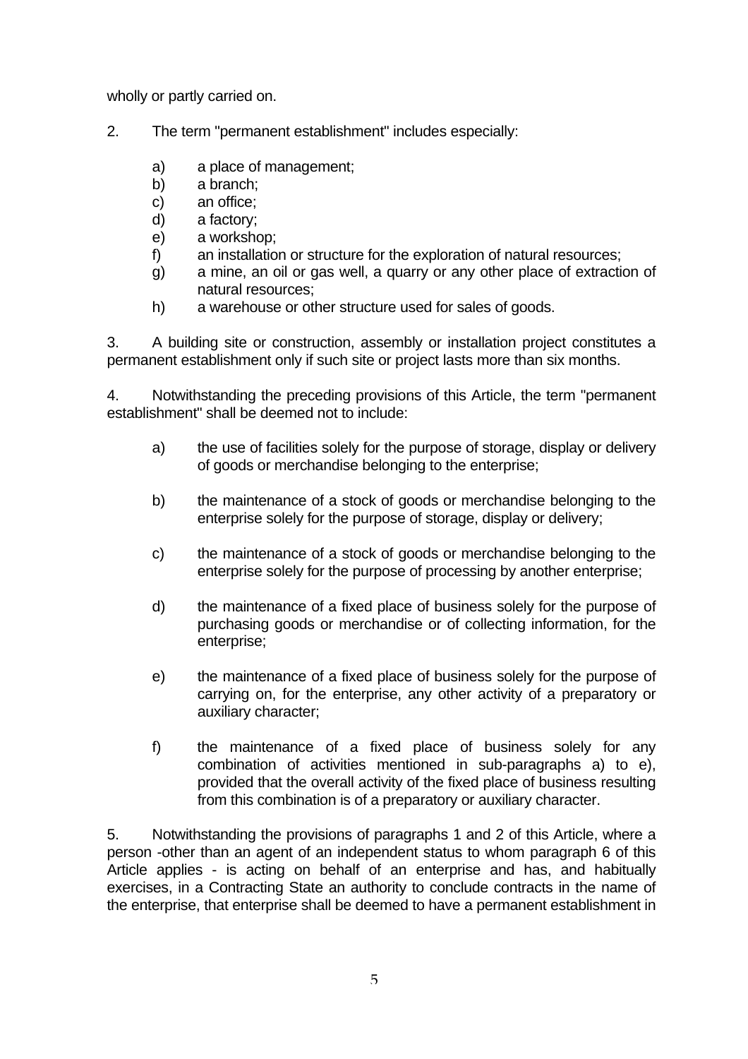wholly or partly carried on.

2. The term "permanent establishment" includes especially:

   a) a place of management;
   b) a branch;
   c) an office;
   d) a factory;
   e) a workshop;
   f) an installation or structure for the exploration of natural resources;
   g) a mine, an oil or gas well, a quarry or any other place of extraction of natural resources;
   h) a warehouse or other structure used for sales of goods.

3. A building site or construction, assembly or installation project constitutes a permanent establishment only if such site or project lasts more than six months.

4. Notwithstanding the preceding provisions of this Article, the term "permanent establishment" shall be deemed not to include:

   a) the use of facilities solely for the purpose of storage, display or delivery of goods or merchandise belonging to the enterprise;

   b) the maintenance of a stock of goods or merchandise belonging to the enterprise solely for the purpose of storage, display or delivery;

   c) the maintenance of a stock of goods or merchandise belonging to the enterprise solely for the purpose of processing by another enterprise;

   d) the maintenance of a fixed place of business solely for the purpose of purchasing goods or merchandise or of collecting information, for the enterprise;

   e) the maintenance of a fixed place of business solely for the purpose of carrying on, for the enterprise, any other activity of a preparatory or auxiliary character;

   f) the maintenance of a fixed place of business solely for any combination of activities mentioned in sub-paragraphs a) to e), provided that the overall activity of the fixed place of business resulting from this combination is of a preparatory or auxiliary character.

5. Notwithstanding the provisions of paragraphs 1 and 2 of this Article, where a person -other than an agent of an independent status to whom paragraph 6 of this Article applies - is acting on behalf of an enterprise and has, and habitually exercises, in a Contracting State an authority to conclude contracts in the name of the enterprise, that enterprise shall be deemed to have a permanent establishment in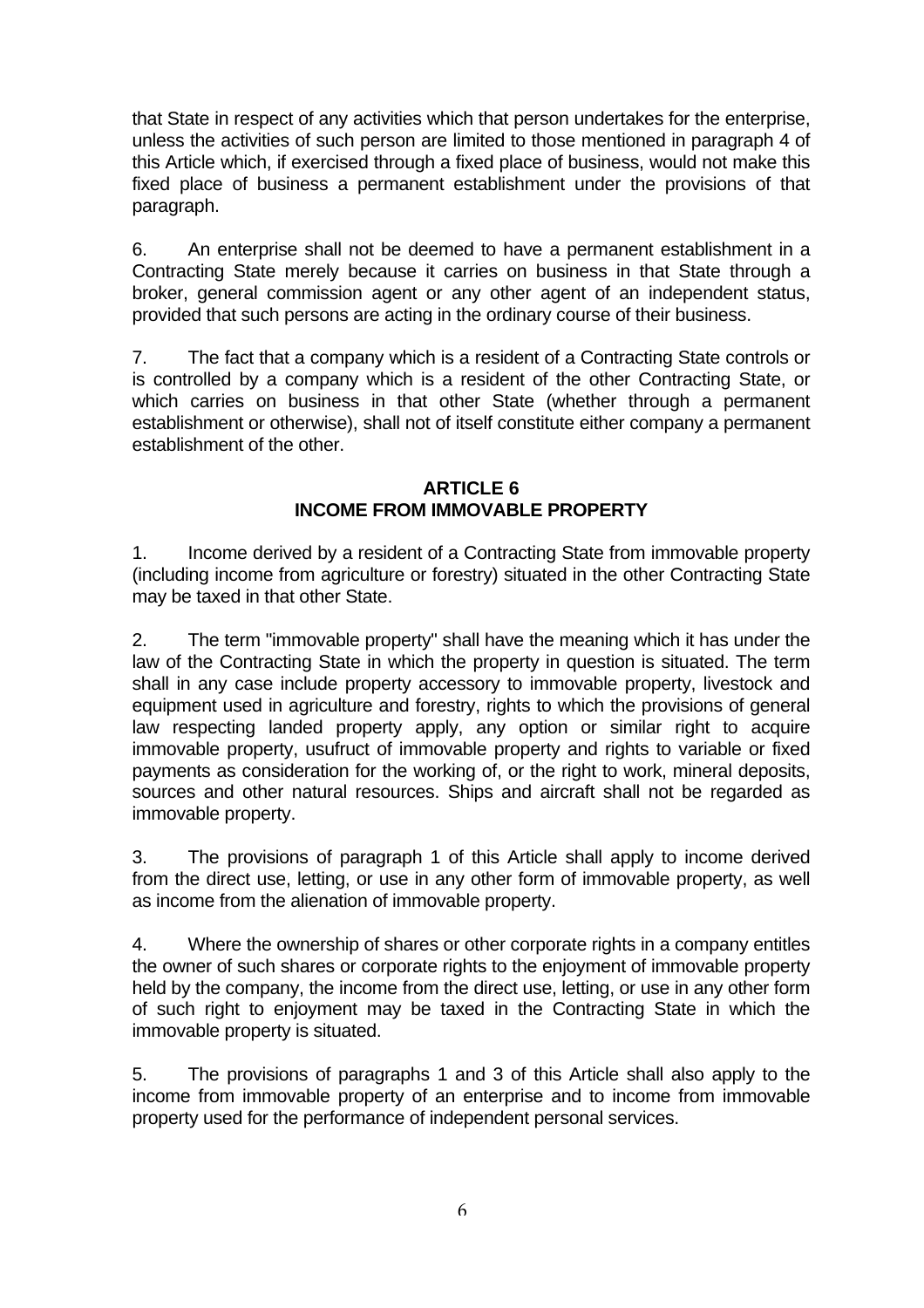that State in respect of any activities which that person undertakes for the enterprise, unless the activities of such person are limited to those mentioned in paragraph 4 of this Article which, if exercised through a fixed place of business, would not make this fixed place of business a permanent establishment under the provisions of that paragraph.

6. An enterprise shall not be deemed to have a permanent establishment in a Contracting State merely because it carries on business in that State through a broker, general commission agent or any other agent of an independent status, provided that such persons are acting in the ordinary course of their business.

7. The fact that a company which is a resident of a Contracting State controls or is controlled by a company which is a resident of the other Contracting State, or which carries on business in that other State (whether through a permanent establishment or otherwise), shall not of itself constitute either company a permanent establishment of the other.

## ARTICLE 6
## INCOME FROM IMMOVABLE PROPERTY

1. Income derived by a resident of a Contracting State from immovable property (including income from agriculture or forestry) situated in the other Contracting State may be taxed in that other State.

2. The term "immovable property" shall have the meaning which it has under the law of the Contracting State in which the property in question is situated. The term shall in any case include property accessory to immovable property, livestock and equipment used in agriculture and forestry, rights to which the provisions of general law respecting landed property apply, any option or similar right to acquire immovable property, usufruct of immovable property and rights to variable or fixed payments as consideration for the working of, or the right to work, mineral deposits, sources and other natural resources. Ships and aircraft shall not be regarded as immovable property.

3. The provisions of paragraph 1 of this Article shall apply to income derived from the direct use, letting, or use in any other form of immovable property, as well as income from the alienation of immovable property.

4. Where the ownership of shares or other corporate rights in a company entitles the owner of such shares or corporate rights to the enjoyment of immovable property held by the company, the income from the direct use, letting, or use in any other form of such right to enjoyment may be taxed in the Contracting State in which the immovable property is situated.

5. The provisions of paragraphs 1 and 3 of this Article shall also apply to the income from immovable property of an enterprise and to income from immovable property used for the performance of independent personal services.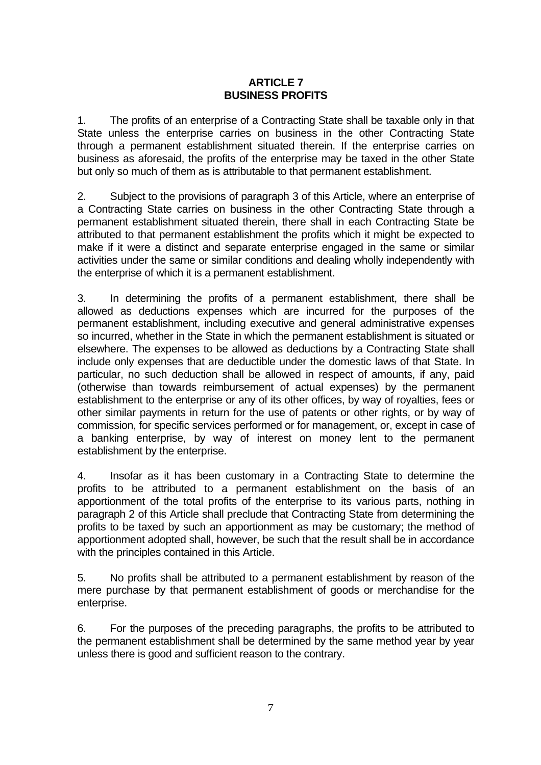## ARTICLE 7
## BUSINESS PROFITS

1. The profits of an enterprise of a Contracting State shall be taxable only in that State unless the enterprise carries on business in the other Contracting State through a permanent establishment situated therein. If the enterprise carries on business as aforesaid, the profits of the enterprise may be taxed in the other State but only so much of them as is attributable to that permanent establishment.

2. Subject to the provisions of paragraph 3 of this Article, where an enterprise of a Contracting State carries on business in the other Contracting State through a permanent establishment situated therein, there shall in each Contracting State be attributed to that permanent establishment the profits which it might be expected to make if it were a distinct and separate enterprise engaged in the same or similar activities under the same or similar conditions and dealing wholly independently with the enterprise of which it is a permanent establishment.

3. In determining the profits of a permanent establishment, there shall be allowed as deductions expenses which are incurred for the purposes of the permanent establishment, including executive and general administrative expenses so incurred, whether in the State in which the permanent establishment is situated or elsewhere. The expenses to be allowed as deductions by a Contracting State shall include only expenses that are deductible under the domestic laws of that State. In particular, no such deduction shall be allowed in respect of amounts, if any, paid (otherwise than towards reimbursement of actual expenses) by the permanent establishment to the enterprise or any of its other offices, by way of royalties, fees or other similar payments in return for the use of patents or other rights, or by way of commission, for specific services performed or for management, or, except in case of a banking enterprise, by way of interest on money lent to the permanent establishment by the enterprise.

4. Insofar as it has been customary in a Contracting State to determine the profits to be attributed to a permanent establishment on the basis of an apportionment of the total profits of the enterprise to its various parts, nothing in paragraph 2 of this Article shall preclude that Contracting State from determining the profits to be taxed by such an apportionment as may be customary; the method of apportionment adopted shall, however, be such that the result shall be in accordance with the principles contained in this Article.

5. No profits shall be attributed to a permanent establishment by reason of the mere purchase by that permanent establishment of goods or merchandise for the enterprise.

6. For the purposes of the preceding paragraphs, the profits to be attributed to the permanent establishment shall be determined by the same method year by year unless there is good and sufficient reason to the contrary.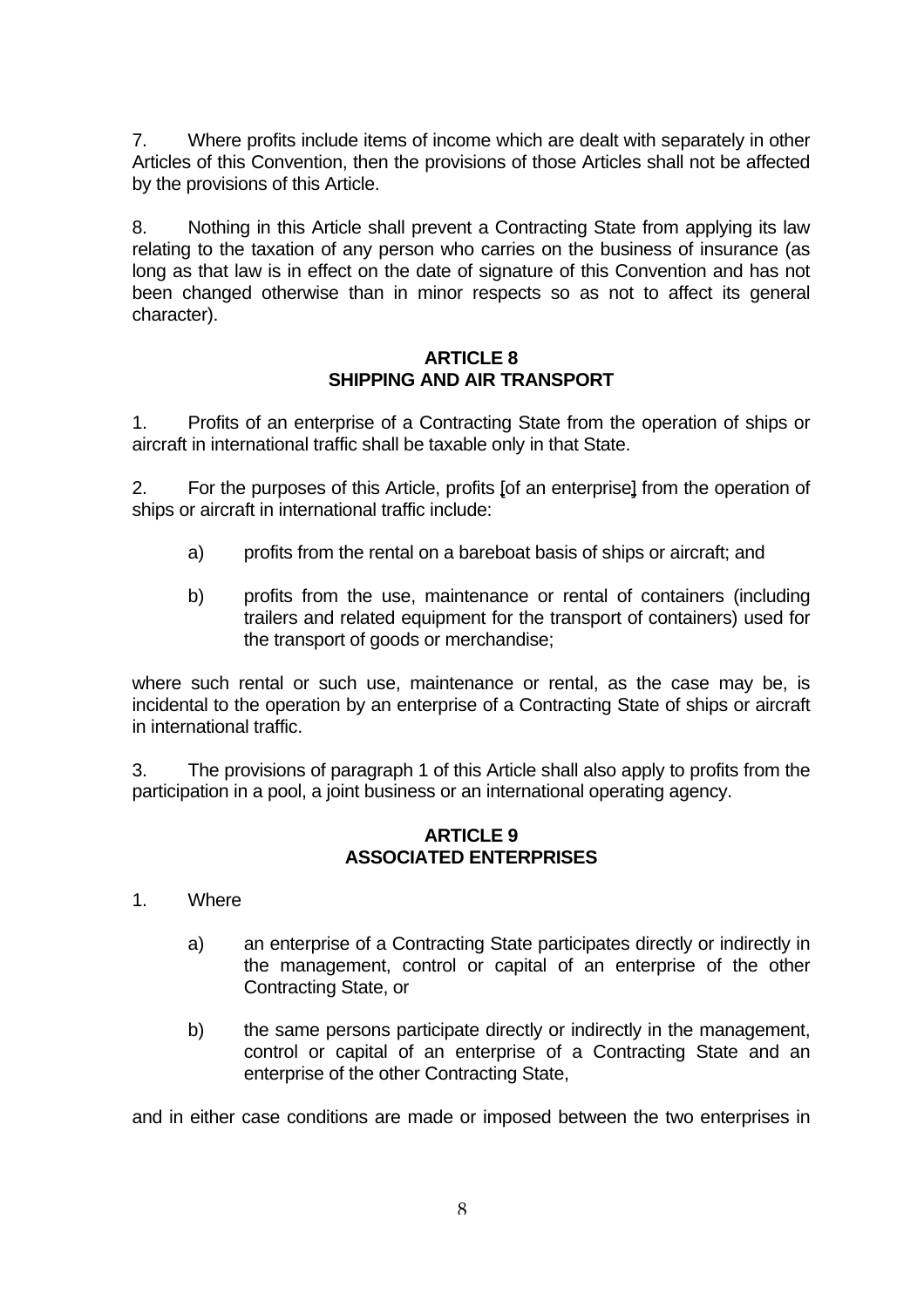7. Where profits include items of income which are dealt with separately in other Articles of this Convention, then the provisions of those Articles shall not be affected by the provisions of this Article.

8. Nothing in this Article shall prevent a Contracting State from applying its law relating to the taxation of any person who carries on the business of insurance (as long as that law is in effect on the date of signature of this Convention and has not been changed otherwise than in minor respects so as not to affect its general character).

## ARTICLE 8
## SHIPPING AND AIR TRANSPORT

1. Profits of an enterprise of a Contracting State from the operation of ships or aircraft in international traffic shall be taxable only in that State.

2. For the purposes of this Article, profits [of an enterprise] from the operation of ships or aircraft in international traffic include:

   a) profits from the rental on a bareboat basis of ships or aircraft; and

   b) profits from the use, maintenance or rental of containers (including trailers and related equipment for the transport of containers) used for the transport of goods or merchandise;

where such rental or such use, maintenance or rental, as the case may be, is incidental to the operation by an enterprise of a Contracting State of ships or aircraft in international traffic.

3. The provisions of paragraph 1 of this Article shall also apply to profits from the participation in a pool, a joint business or an international operating agency.

## ARTICLE 9
## ASSOCIATED ENTERPRISES

1. Where

   a) an enterprise of a Contracting State participates directly or indirectly in the management, control or capital of an enterprise of the other Contracting State, or

   b) the same persons participate directly or indirectly in the management, control or capital of an enterprise of a Contracting State and an enterprise of the other Contracting State,

and in either case conditions are made or imposed between the two enterprises in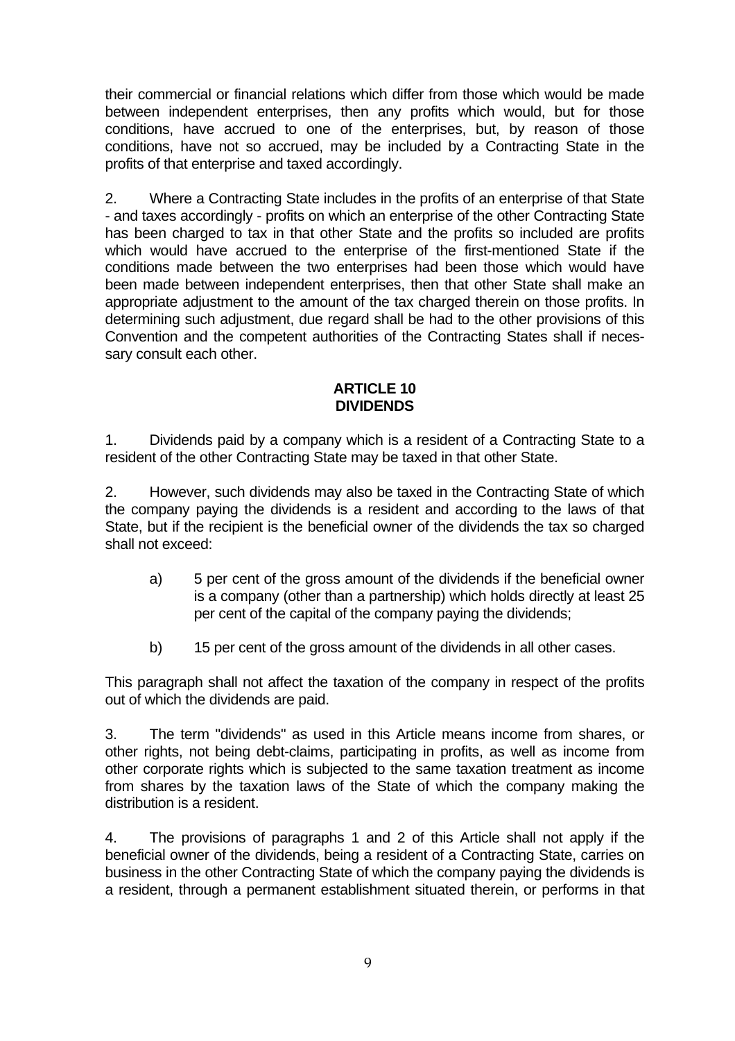their commercial or financial relations which differ from those which would be made between independent enterprises, then any profits which would, but for those conditions, have accrued to one of the enterprises, but, by reason of those conditions, have not so accrued, may be included by a Contracting State in the profits of that enterprise and taxed accordingly.

2. Where a Contracting State includes in the profits of an enterprise of that State - and taxes accordingly - profits on which an enterprise of the other Contracting State has been charged to tax in that other State and the profits so included are profits which would have accrued to the enterprise of the first-mentioned State if the conditions made between the two enterprises had been those which would have been made between independent enterprises, then that other State shall make an appropriate adjustment to the amount of the tax charged therein on those profits. In determining such adjustment, due regard shall be had to the other provisions of this Convention and the competent authorities of the Contracting States shall if necessary consult each other.

## ARTICLE 10
## DIVIDENDS

1. Dividends paid by a company which is a resident of a Contracting State to a resident of the other Contracting State may be taxed in that other State.

2. However, such dividends may also be taxed in the Contracting State of which the company paying the dividends is a resident and according to the laws of that State, but if the recipient is the beneficial owner of the dividends the tax so charged shall not exceed:

a) 5 per cent of the gross amount of the dividends if the beneficial owner is a company (other than a partnership) which holds directly at least 25 per cent of the capital of the company paying the dividends;

b) 15 per cent of the gross amount of the dividends in all other cases.

This paragraph shall not affect the taxation of the company in respect of the profits out of which the dividends are paid.

3. The term "dividends" as used in this Article means income from shares, or other rights, not being debt-claims, participating in profits, as well as income from other corporate rights which is subjected to the same taxation treatment as income from shares by the taxation laws of the State of which the company making the distribution is a resident.

4. The provisions of paragraphs 1 and 2 of this Article shall not apply if the beneficial owner of the dividends, being a resident of a Contracting State, carries on business in the other Contracting State of which the company paying the dividends is a resident, through a permanent establishment situated therein, or performs in that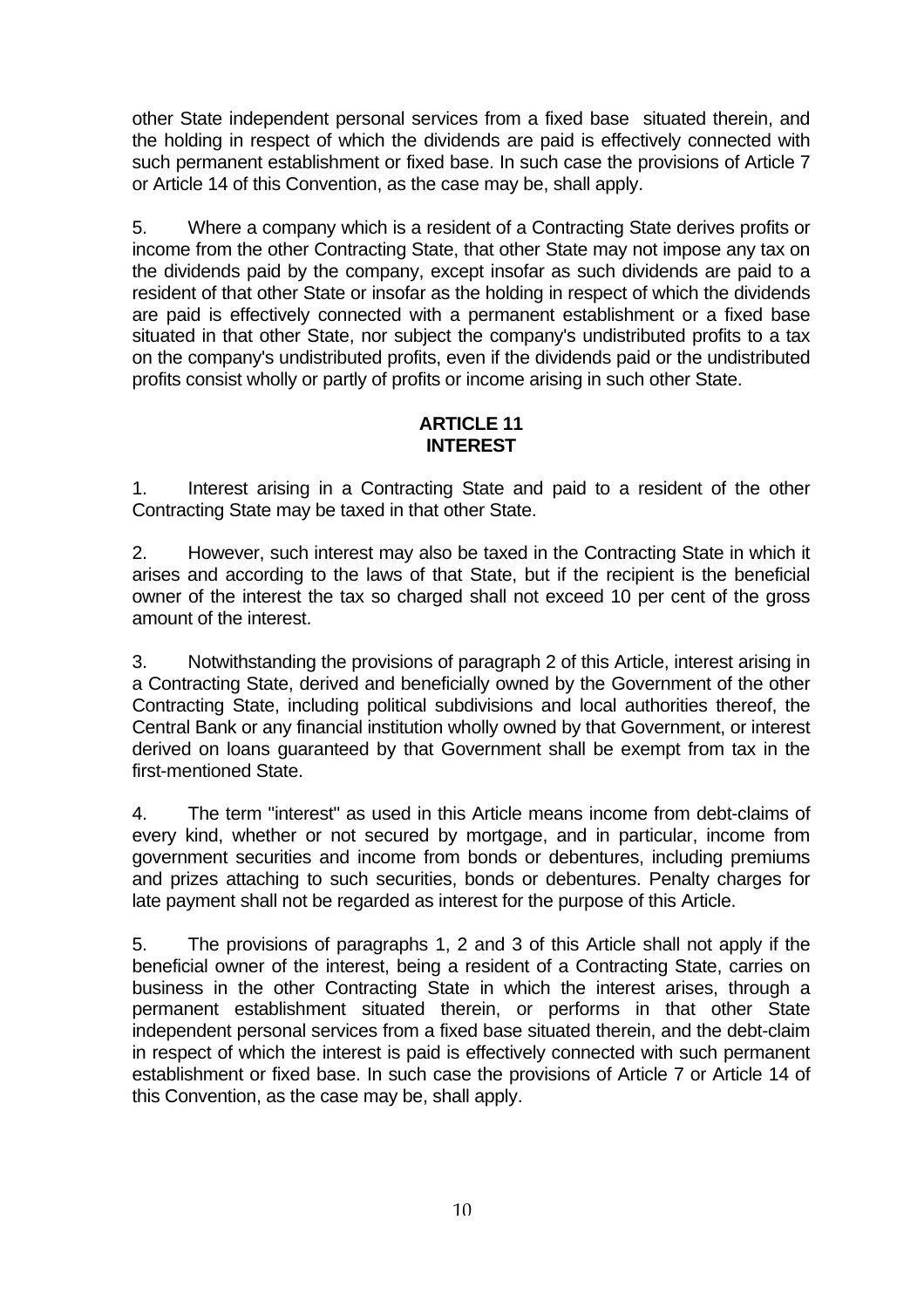other State independent personal services from a fixed base situated therein, and the holding in respect of which the dividends are paid is effectively connected with such permanent establishment or fixed base. In such case the provisions of Article 7 or Article 14 of this Convention, as the case may be, shall apply.

5. Where a company which is a resident of a Contracting State derives profits or income from the other Contracting State, that other State may not impose any tax on the dividends paid by the company, except insofar as such dividends are paid to a resident of that other State or insofar as the holding in respect of which the dividends are paid is effectively connected with a permanent establishment or a fixed base situated in that other State, nor subject the company's undistributed profits to a tax on the company's undistributed profits, even if the dividends paid or the undistributed profits consist wholly or partly of profits or income arising in such other State.

## ARTICLE 11
## INTEREST

1. Interest arising in a Contracting State and paid to a resident of the other Contracting State may be taxed in that other State.

2. However, such interest may also be taxed in the Contracting State in which it arises and according to the laws of that State, but if the recipient is the beneficial owner of the interest the tax so charged shall not exceed 10 per cent of the gross amount of the interest.

3. Notwithstanding the provisions of paragraph 2 of this Article, interest arising in a Contracting State, derived and beneficially owned by the Government of the other Contracting State, including political subdivisions and local authorities thereof, the Central Bank or any financial institution wholly owned by that Government, or interest derived on loans guaranteed by that Government shall be exempt from tax in the first-mentioned State.

4. The term "interest" as used in this Article means income from debt-claims of every kind, whether or not secured by mortgage, and in particular, income from government securities and income from bonds or debentures, including premiums and prizes attaching to such securities, bonds or debentures. Penalty charges for late payment shall not be regarded as interest for the purpose of this Article.

5. The provisions of paragraphs 1, 2 and 3 of this Article shall not apply if the beneficial owner of the interest, being a resident of a Contracting State, carries on business in the other Contracting State in which the interest arises, through a permanent establishment situated therein, or performs in that other State independent personal services from a fixed base situated therein, and the debt-claim in respect of which the interest is paid is effectively connected with such permanent establishment or fixed base. In such case the provisions of Article 7 or Article 14 of this Convention, as the case may be, shall apply.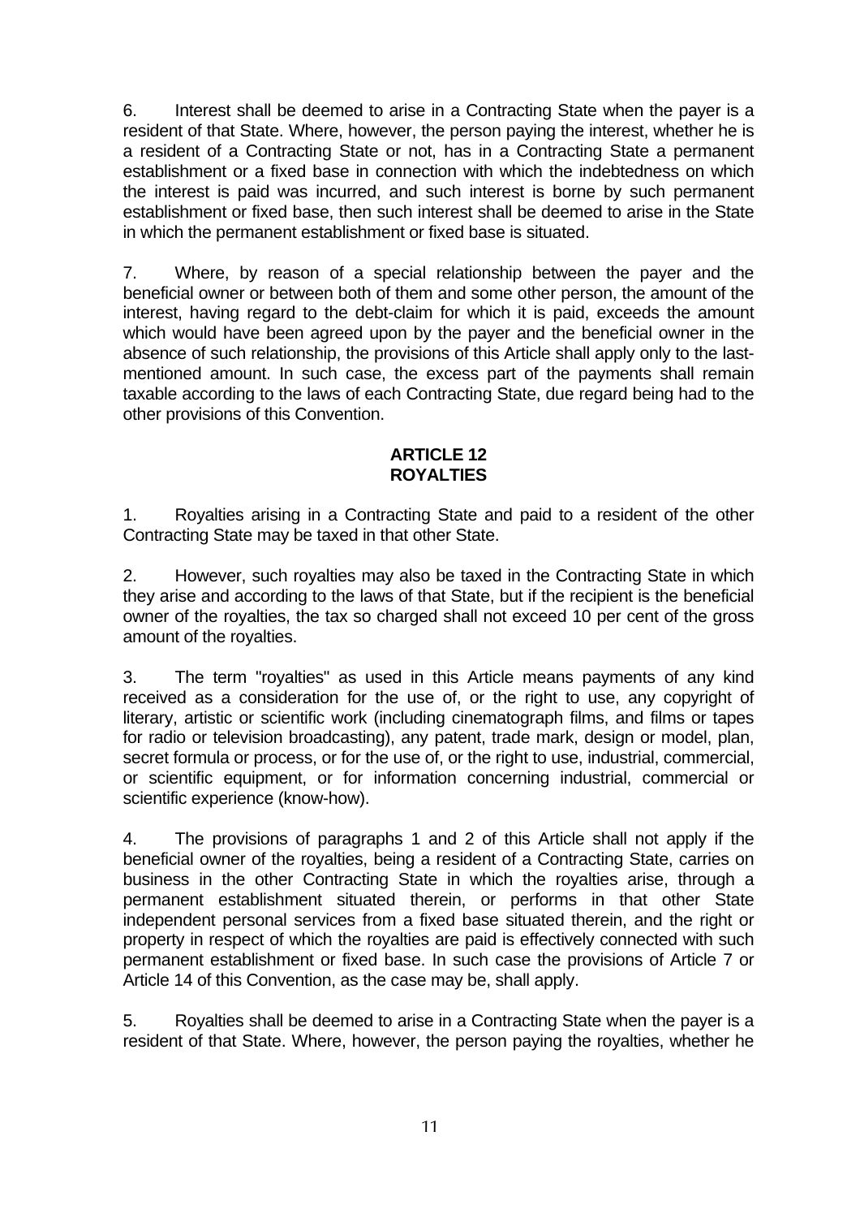6. Interest shall be deemed to arise in a Contracting State when the payer is a resident of that State. Where, however, the person paying the interest, whether he is a resident of a Contracting State or not, has in a Contracting State a permanent establishment or a fixed base in connection with which the indebtedness on which the interest is paid was incurred, and such interest is borne by such permanent establishment or fixed base, then such interest shall be deemed to arise in the State in which the permanent establishment or fixed base is situated.

7. Where, by reason of a special relationship between the payer and the beneficial owner or between both of them and some other person, the amount of the interest, having regard to the debt-claim for which it is paid, exceeds the amount which would have been agreed upon by the payer and the beneficial owner in the absence of such relationship, the provisions of this Article shall apply only to the last-mentioned amount. In such case, the excess part of the payments shall remain taxable according to the laws of each Contracting State, due regard being had to the other provisions of this Convention.

## ARTICLE 12
## ROYALTIES

1. Royalties arising in a Contracting State and paid to a resident of the other Contracting State may be taxed in that other State.

2. However, such royalties may also be taxed in the Contracting State in which they arise and according to the laws of that State, but if the recipient is the beneficial owner of the royalties, the tax so charged shall not exceed 10 per cent of the gross amount of the royalties.

3. The term "royalties" as used in this Article means payments of any kind received as a consideration for the use of, or the right to use, any copyright of literary, artistic or scientific work (including cinematograph films, and films or tapes for radio or television broadcasting), any patent, trade mark, design or model, plan, secret formula or process, or for the use of, or the right to use, industrial, commercial, or scientific equipment, or for information concerning industrial, commercial or scientific experience (know-how).

4. The provisions of paragraphs 1 and 2 of this Article shall not apply if the beneficial owner of the royalties, being a resident of a Contracting State, carries on business in the other Contracting State in which the royalties arise, through a permanent establishment situated therein, or performs in that other State independent personal services from a fixed base situated therein, and the right or property in respect of which the royalties are paid is effectively connected with such permanent establishment or fixed base. In such case the provisions of Article 7 or Article 14 of this Convention, as the case may be, shall apply.

5. Royalties shall be deemed to arise in a Contracting State when the payer is a resident of that State. Where, however, the person paying the royalties, whether he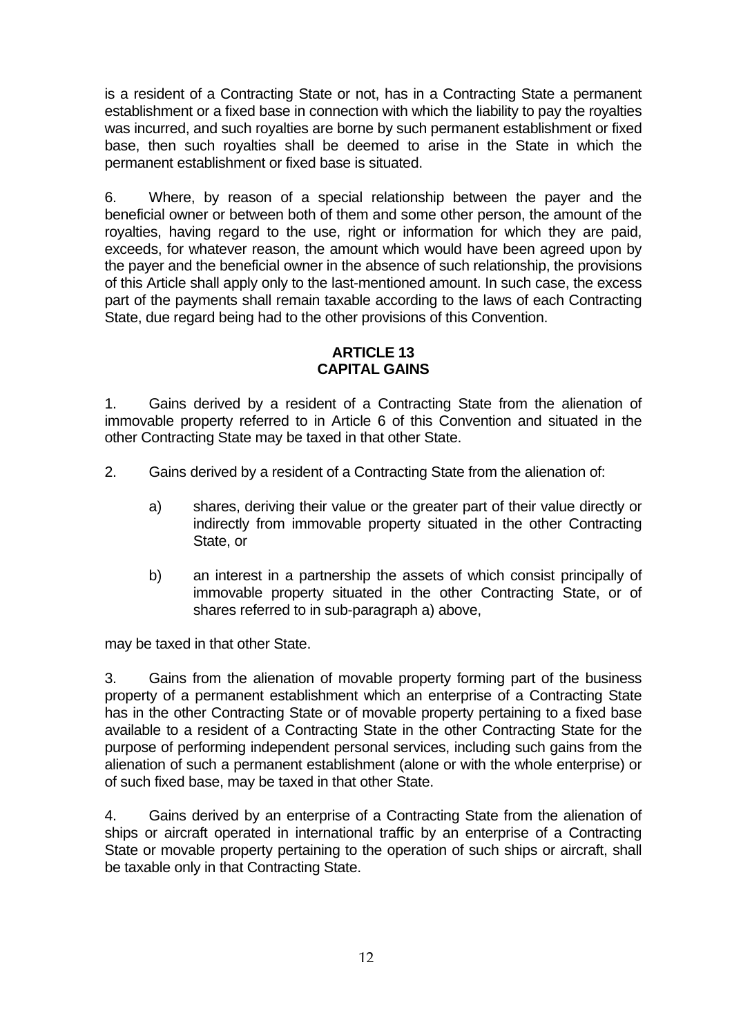is a resident of a Contracting State or not, has in a Contracting State a permanent establishment or a fixed base in connection with which the liability to pay the royalties was incurred, and such royalties are borne by such permanent establishment or fixed base, then such royalties shall be deemed to arise in the State in which the permanent establishment or fixed base is situated.

6. Where, by reason of a special relationship between the payer and the beneficial owner or between both of them and some other person, the amount of the royalties, having regard to the use, right or information for which they are paid, exceeds, for whatever reason, the amount which would have been agreed upon by the payer and the beneficial owner in the absence of such relationship, the provisions of this Article shall apply only to the last-mentioned amount. In such case, the excess part of the payments shall remain taxable according to the laws of each Contracting State, due regard being had to the other provisions of this Convention.

## ARTICLE 13
## CAPITAL GAINS

1. Gains derived by a resident of a Contracting State from the alienation of immovable property referred to in Article 6 of this Convention and situated in the other Contracting State may be taxed in that other State.

2. Gains derived by a resident of a Contracting State from the alienation of:

   a) shares, deriving their value or the greater part of their value directly or indirectly from immovable property situated in the other Contracting State, or

   b) an interest in a partnership the assets of which consist principally of immovable property situated in the other Contracting State, or of shares referred to in sub-paragraph a) above,

may be taxed in that other State.

3. Gains from the alienation of movable property forming part of the business property of a permanent establishment which an enterprise of a Contracting State has in the other Contracting State or of movable property pertaining to a fixed base available to a resident of a Contracting State in the other Contracting State for the purpose of performing independent personal services, including such gains from the alienation of such a permanent establishment (alone or with the whole enterprise) or of such fixed base, may be taxed in that other State.

4. Gains derived by an enterprise of a Contracting State from the alienation of ships or aircraft operated in international traffic by an enterprise of a Contracting State or movable property pertaining to the operation of such ships or aircraft, shall be taxable only in that Contracting State.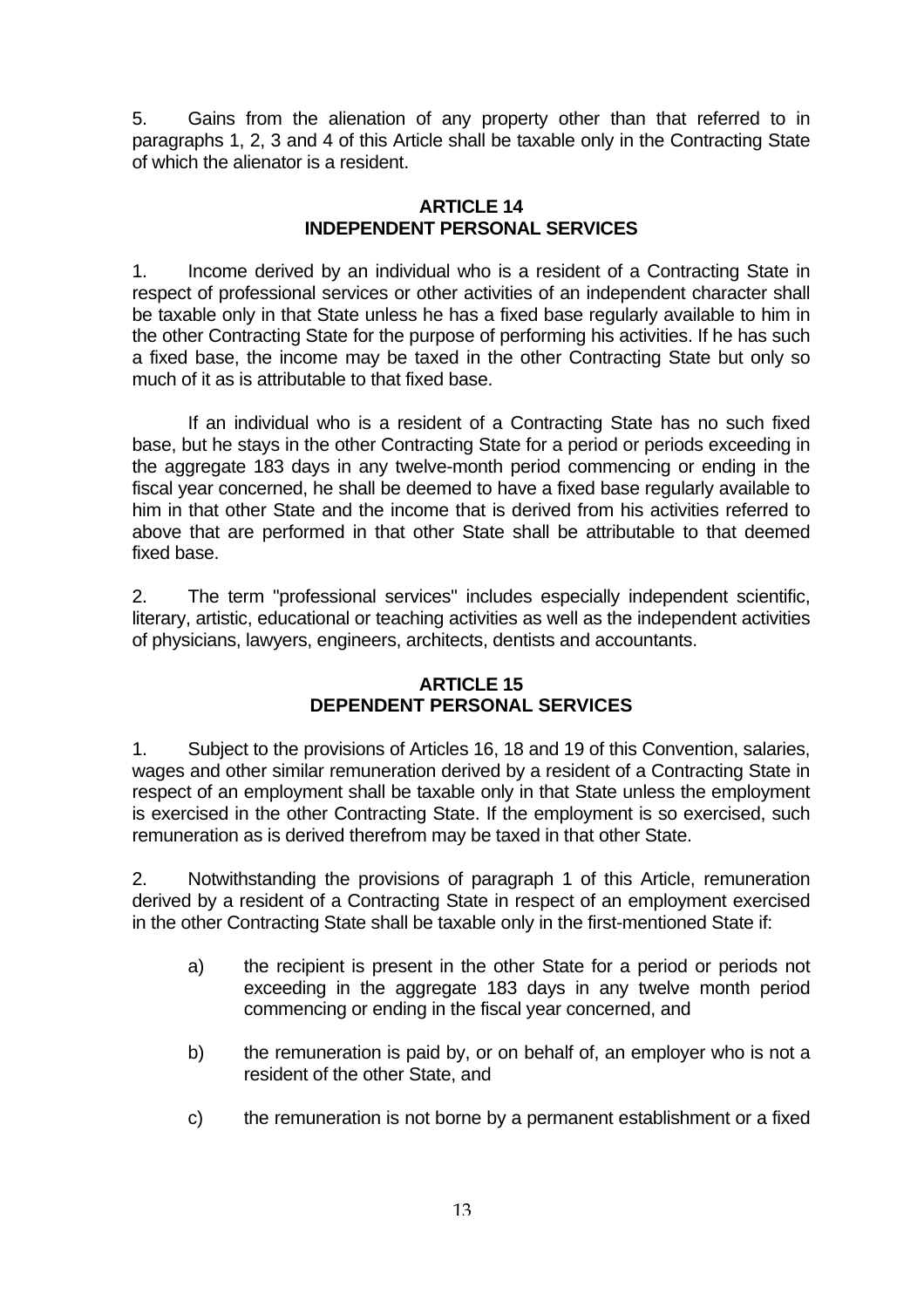5. Gains from the alienation of any property other than that referred to in paragraphs 1, 2, 3 and 4 of this Article shall be taxable only in the Contracting State of which the alienator is a resident.

## ARTICLE 14
## INDEPENDENT PERSONAL SERVICES

1. Income derived by an individual who is a resident of a Contracting State in respect of professional services or other activities of an independent character shall be taxable only in that State unless he has a fixed base regularly available to him in the other Contracting State for the purpose of performing his activities. If he has such a fixed base, the income may be taxed in the other Contracting State but only so much of it as is attributable to that fixed base.

If an individual who is a resident of a Contracting State has no such fixed base, but he stays in the other Contracting State for a period or periods exceeding in the aggregate 183 days in any twelve-month period commencing or ending in the fiscal year concerned, he shall be deemed to have a fixed base regularly available to him in that other State and the income that is derived from his activities referred to above that are performed in that other State shall be attributable to that deemed fixed base.

2. The term "professional services" includes especially independent scientific, literary, artistic, educational or teaching activities as well as the independent activities of physicians, lawyers, engineers, architects, dentists and accountants.

## ARTICLE 15
## DEPENDENT PERSONAL SERVICES

1. Subject to the provisions of Articles 16, 18 and 19 of this Convention, salaries, wages and other similar remuneration derived by a resident of a Contracting State in respect of an employment shall be taxable only in that State unless the employment is exercised in the other Contracting State. If the employment is so exercised, such remuneration as is derived therefrom may be taxed in that other State.

2. Notwithstanding the provisions of paragraph 1 of this Article, remuneration derived by a resident of a Contracting State in respect of an employment exercised in the other Contracting State shall be taxable only in the first-mentioned State if:

a) the recipient is present in the other State for a period or periods not exceeding in the aggregate 183 days in any twelve month period commencing or ending in the fiscal year concerned, and

b) the remuneration is paid by, or on behalf of, an employer who is not a resident of the other State, and

c) the remuneration is not borne by a permanent establishment or a fixed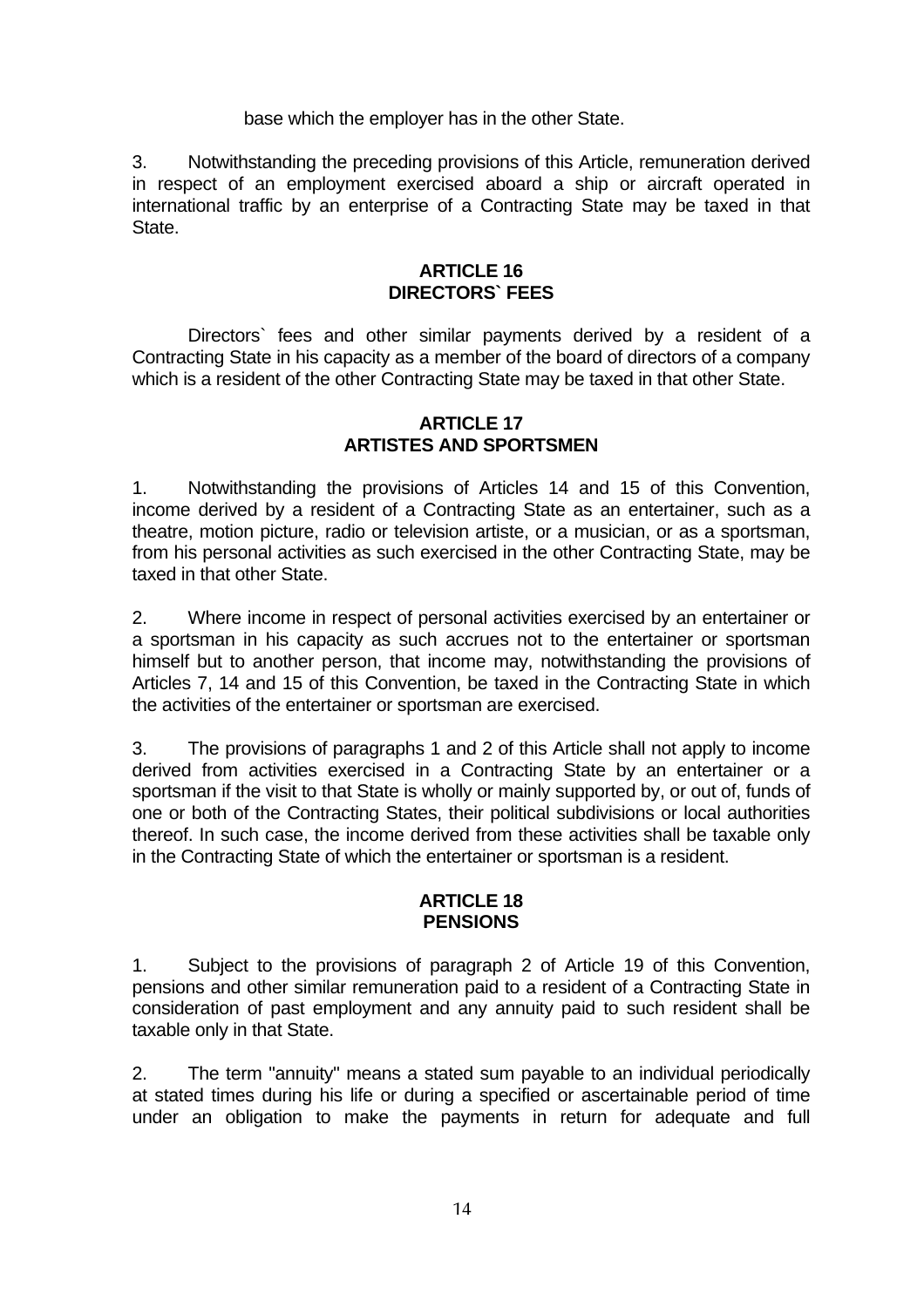base which the employer has in the other State.

3. Notwithstanding the preceding provisions of this Article, remuneration derived in respect of an employment exercised aboard a ship or aircraft operated in international traffic by an enterprise of a Contracting State may be taxed in that State.

## ARTICLE 16
## DIRECTORS` FEES

Directors` fees and other similar payments derived by a resident of a Contracting State in his capacity as a member of the board of directors of a company which is a resident of the other Contracting State may be taxed in that other State.

## ARTICLE 17
## ARTISTES AND SPORTSMEN

1. Notwithstanding the provisions of Articles 14 and 15 of this Convention, income derived by a resident of a Contracting State as an entertainer, such as a theatre, motion picture, radio or television artiste, or a musician, or as a sportsman, from his personal activities as such exercised in the other Contracting State, may be taxed in that other State.

2. Where income in respect of personal activities exercised by an entertainer or a sportsman in his capacity as such accrues not to the entertainer or sportsman himself but to another person, that income may, notwithstanding the provisions of Articles 7, 14 and 15 of this Convention, be taxed in the Contracting State in which the activities of the entertainer or sportsman are exercised.

3. The provisions of paragraphs 1 and 2 of this Article shall not apply to income derived from activities exercised in a Contracting State by an entertainer or a sportsman if the visit to that State is wholly or mainly supported by, or out of, funds of one or both of the Contracting States, their political subdivisions or local authorities thereof. In such case, the income derived from these activities shall be taxable only in the Contracting State of which the entertainer or sportsman is a resident.

## ARTICLE 18
## PENSIONS

1. Subject to the provisions of paragraph 2 of Article 19 of this Convention, pensions and other similar remuneration paid to a resident of a Contracting State in consideration of past employment and any annuity paid to such resident shall be taxable only in that State.

2. The term "annuity" means a stated sum payable to an individual periodically at stated times during his life or during a specified or ascertainable period of time under an obligation to make the payments in return for adequate and full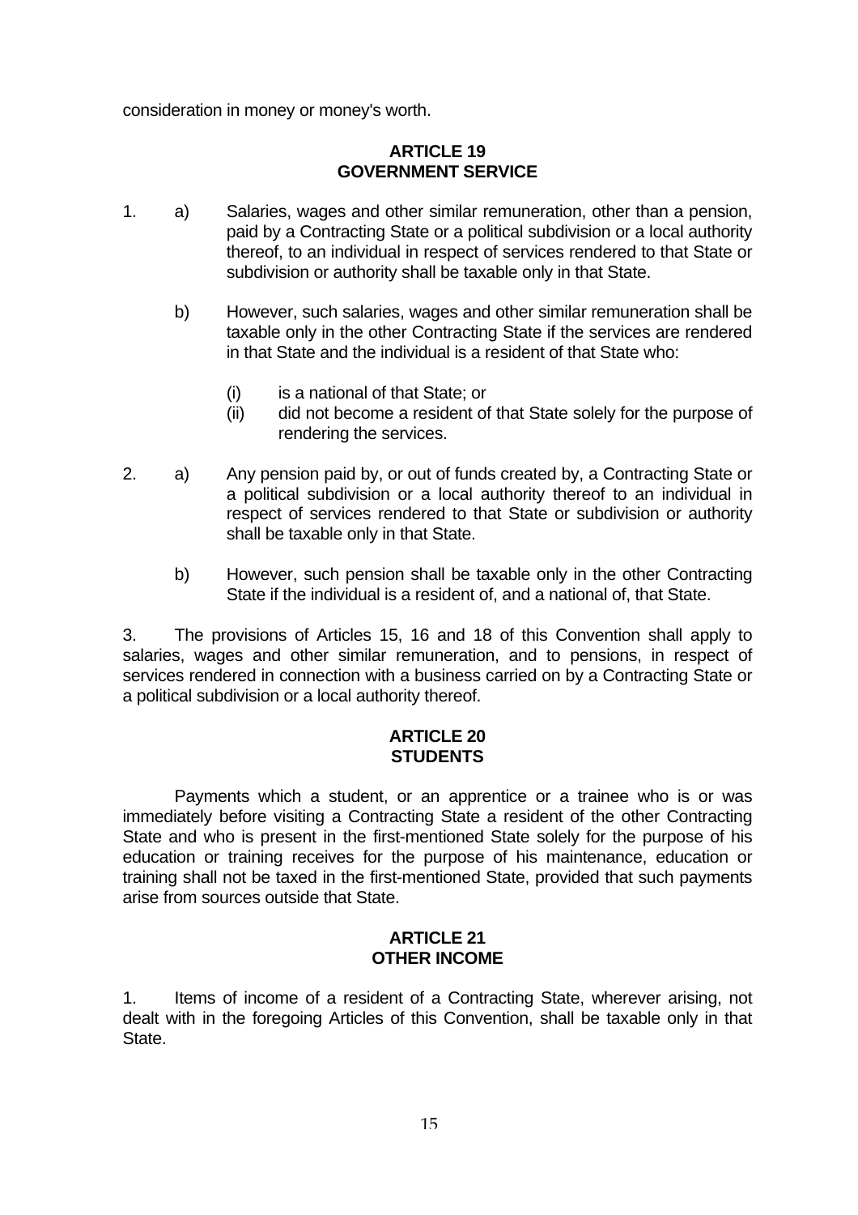consideration in money or money's worth.

## ARTICLE 19
## GOVERNMENT SERVICE

1. a) Salaries, wages and other similar remuneration, other than a pension, paid by a Contracting State or a political subdivision or a local authority thereof, to an individual in respect of services rendered to that State or subdivision or authority shall be taxable only in that State.

   b) However, such salaries, wages and other similar remuneration shall be taxable only in the other Contracting State if the services are rendered in that State and the individual is a resident of that State who:

      (i) is a national of that State; or
      (ii) did not become a resident of that State solely for the purpose of rendering the services.

2. a) Any pension paid by, or out of funds created by, a Contracting State or a political subdivision or a local authority thereof to an individual in respect of services rendered to that State or subdivision or authority shall be taxable only in that State.

   b) However, such pension shall be taxable only in the other Contracting State if the individual is a resident of, and a national of, that State.

3. The provisions of Articles 15, 16 and 18 of this Convention shall apply to salaries, wages and other similar remuneration, and to pensions, in respect of services rendered in connection with a business carried on by a Contracting State or a political subdivision or a local authority thereof.

## ARTICLE 20
## STUDENTS

Payments which a student, or an apprentice or a trainee who is or was immediately before visiting a Contracting State a resident of the other Contracting State and who is present in the first-mentioned State solely for the purpose of his education or training receives for the purpose of his maintenance, education or training shall not be taxed in the first-mentioned State, provided that such payments arise from sources outside that State.

## ARTICLE 21
## OTHER INCOME

1. Items of income of a resident of a Contracting State, wherever arising, not dealt with in the foregoing Articles of this Convention, shall be taxable only in that State.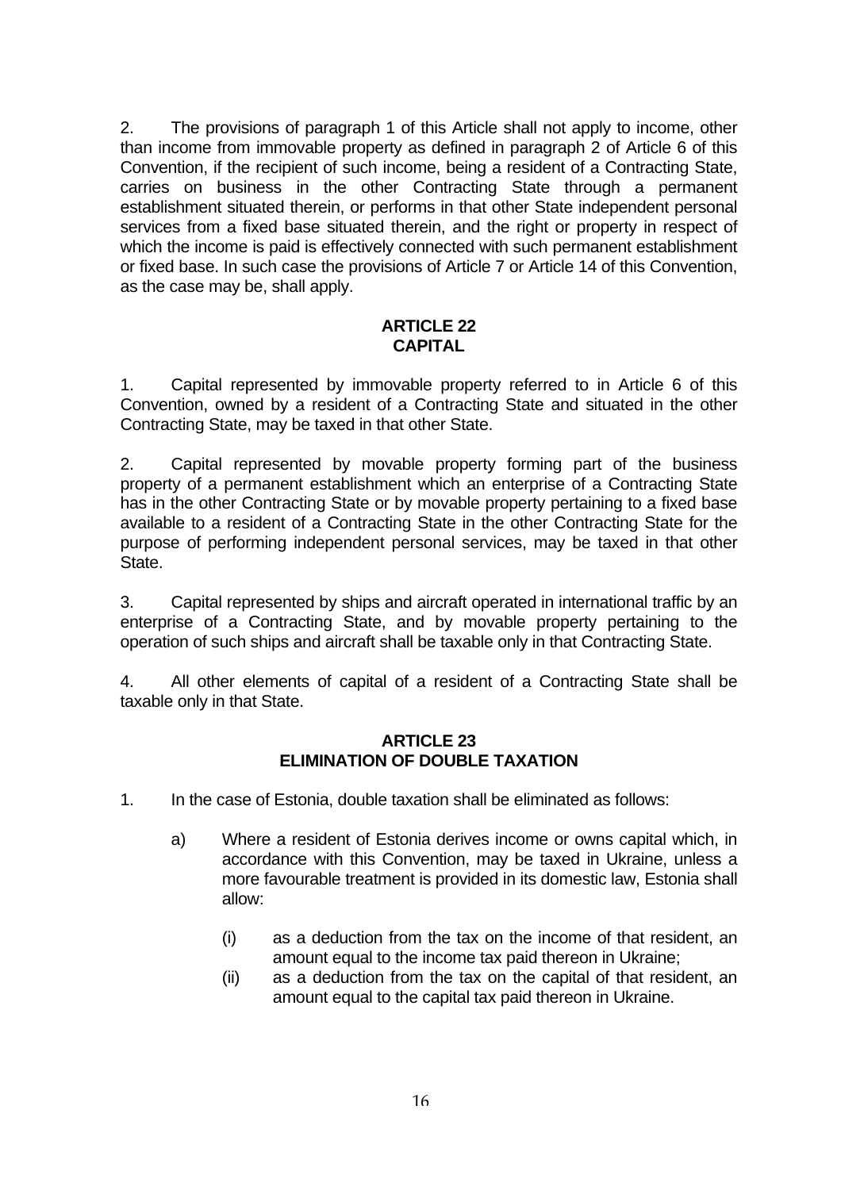2. The provisions of paragraph 1 of this Article shall not apply to income, other than income from immovable property as defined in paragraph 2 of Article 6 of this Convention, if the recipient of such income, being a resident of a Contracting State, carries on business in the other Contracting State through a permanent establishment situated therein, or performs in that other State independent personal services from a fixed base situated therein, and the right or property in respect of which the income is paid is effectively connected with such permanent establishment or fixed base. In such case the provisions of Article 7 or Article 14 of this Convention, as the case may be, shall apply.

## ARTICLE 22
## CAPITAL

1. Capital represented by immovable property referred to in Article 6 of this Convention, owned by a resident of a Contracting State and situated in the other Contracting State, may be taxed in that other State.

2. Capital represented by movable property forming part of the business property of a permanent establishment which an enterprise of a Contracting State has in the other Contracting State or by movable property pertaining to a fixed base available to a resident of a Contracting State in the other Contracting State for the purpose of performing independent personal services, may be taxed in that other State.

3. Capital represented by ships and aircraft operated in international traffic by an enterprise of a Contracting State, and by movable property pertaining to the operation of such ships and aircraft shall be taxable only in that Contracting State.

4. All other elements of capital of a resident of a Contracting State shall be taxable only in that State.

## ARTICLE 23
## ELIMINATION OF DOUBLE TAXATION

1. In the case of Estonia, double taxation shall be eliminated as follows:

   a) Where a resident of Estonia derives income or owns capital which, in accordance with this Convention, may be taxed in Ukraine, unless a more favourable treatment is provided in its domestic law, Estonia shall allow:

      (i) as a deduction from the tax on the income of that resident, an amount equal to the income tax paid thereon in Ukraine;
      (ii) as a deduction from the tax on the capital of that resident, an amount equal to the capital tax paid thereon in Ukraine.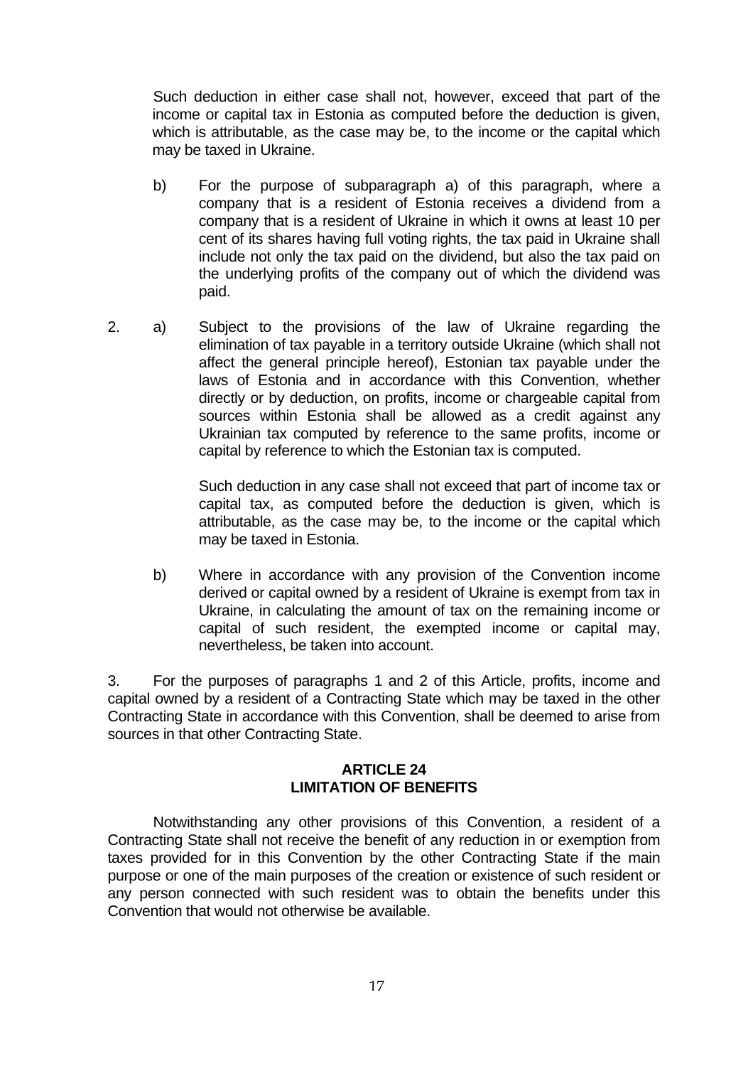Such deduction in either case shall not, however, exceed that part of the income or capital tax in Estonia as computed before the deduction is given, which is attributable, as the case may be, to the income or the capital which may be taxed in Ukraine.

b) For the purpose of subparagraph a) of this paragraph, where a company that is a resident of Estonia receives a dividend from a company that is a resident of Ukraine in which it owns at least 10 per cent of its shares having full voting rights, the tax paid in Ukraine shall include not only the tax paid on the dividend, but also the tax paid on the underlying profits of the company out of which the dividend was paid.

2. a) Subject to the provisions of the law of Ukraine regarding the elimination of tax payable in a territory outside Ukraine (which shall not affect the general principle hereof), Estonian tax payable under the laws of Estonia and in accordance with this Convention, whether directly or by deduction, on profits, income or chargeable capital from sources within Estonia shall be allowed as a credit against any Ukrainian tax computed by reference to the same profits, income or capital by reference to which the Estonian tax is computed.

Such deduction in any case shall not exceed that part of income tax or capital tax, as computed before the deduction is given, which is attributable, as the case may be, to the income or the capital which may be taxed in Estonia.

b) Where in accordance with any provision of the Convention income derived or capital owned by a resident of Ukraine is exempt from tax in Ukraine, in calculating the amount of tax on the remaining income or capital of such resident, the exempted income or capital may, nevertheless, be taken into account.

3. For the purposes of paragraphs 1 and 2 of this Article, profits, income and capital owned by a resident of a Contracting State which may be taxed in the other Contracting State in accordance with this Convention, shall be deemed to arise from sources in that other Contracting State.

## ARTICLE 24
## LIMITATION OF BENEFITS

Notwithstanding any other provisions of this Convention, a resident of a Contracting State shall not receive the benefit of any reduction in or exemption from taxes provided for in this Convention by the other Contracting State if the main purpose or one of the main purposes of the creation or existence of such resident or any person connected with such resident was to obtain the benefits under this Convention that would not otherwise be available.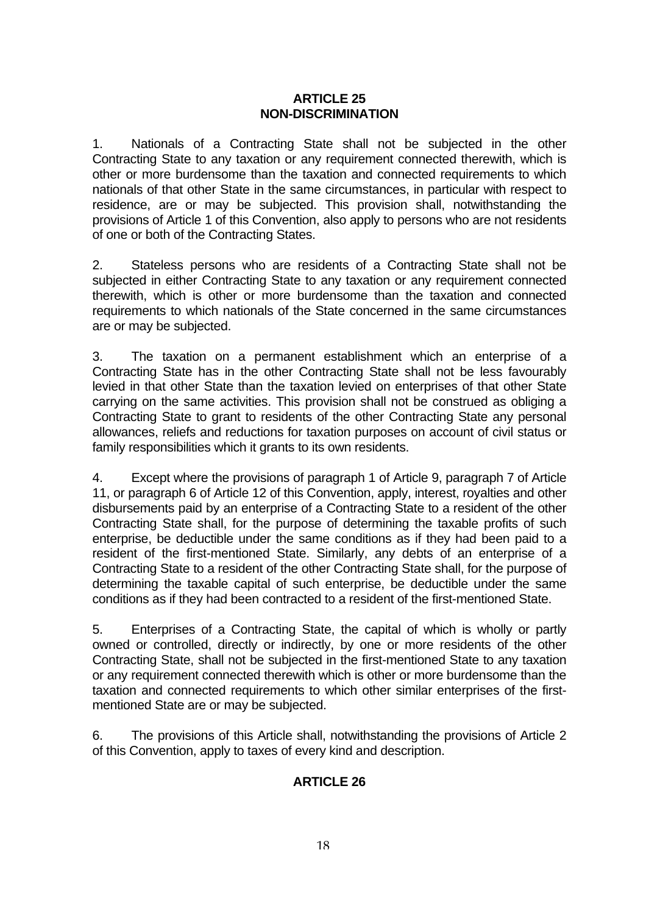## ARTICLE 25
## NON-DISCRIMINATION

1. Nationals of a Contracting State shall not be subjected in the other Contracting State to any taxation or any requirement connected therewith, which is other or more burdensome than the taxation and connected requirements to which nationals of that other State in the same circumstances, in particular with respect to residence, are or may be subjected. This provision shall, notwithstanding the provisions of Article 1 of this Convention, also apply to persons who are not residents of one or both of the Contracting States.

2. Stateless persons who are residents of a Contracting State shall not be subjected in either Contracting State to any taxation or any requirement connected therewith, which is other or more burdensome than the taxation and connected requirements to which nationals of the State concerned in the same circumstances are or may be subjected.

3. The taxation on a permanent establishment which an enterprise of a Contracting State has in the other Contracting State shall not be less favourably levied in that other State than the taxation levied on enterprises of that other State carrying on the same activities. This provision shall not be construed as obliging a Contracting State to grant to residents of the other Contracting State any personal allowances, reliefs and reductions for taxation purposes on account of civil status or family responsibilities which it grants to its own residents.

4. Except where the provisions of paragraph 1 of Article 9, paragraph 7 of Article 11, or paragraph 6 of Article 12 of this Convention, apply, interest, royalties and other disbursements paid by an enterprise of a Contracting State to a resident of the other Contracting State shall, for the purpose of determining the taxable profits of such enterprise, be deductible under the same conditions as if they had been paid to a resident of the first-mentioned State. Similarly, any debts of an enterprise of a Contracting State to a resident of the other Contracting State shall, for the purpose of determining the taxable capital of such enterprise, be deductible under the same conditions as if they had been contracted to a resident of the first-mentioned State.

5. Enterprises of a Contracting State, the capital of which is wholly or partly owned or controlled, directly or indirectly, by one or more residents of the other Contracting State, shall not be subjected in the first-mentioned State to any taxation or any requirement connected therewith which is other or more burdensome than the taxation and connected requirements to which other similar enterprises of the first-mentioned State are or may be subjected.

6. The provisions of this Article shall, notwithstanding the provisions of Article 2 of this Convention, apply to taxes of every kind and description.

## ARTICLE 26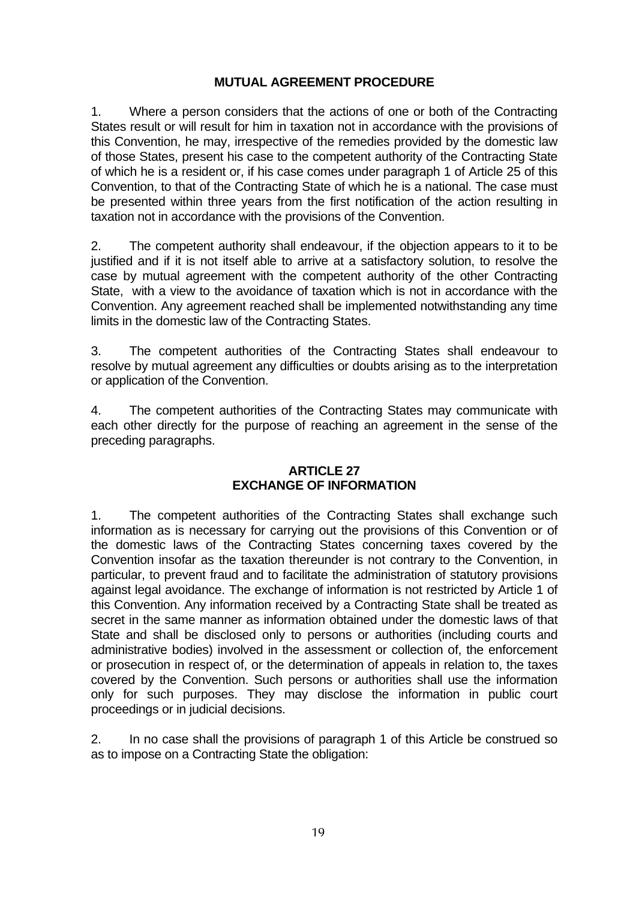## MUTUAL AGREEMENT PROCEDURE

1. Where a person considers that the actions of one or both of the Contracting States result or will result for him in taxation not in accordance with the provisions of this Convention, he may, irrespective of the remedies provided by the domestic law of those States, present his case to the competent authority of the Contracting State of which he is a resident or, if his case comes under paragraph 1 of Article 25 of this Convention, to that of the Contracting State of which he is a national. The case must be presented within three years from the first notification of the action resulting in taxation not in accordance with the provisions of the Convention.

2. The competent authority shall endeavour, if the objection appears to it to be justified and if it is not itself able to arrive at a satisfactory solution, to resolve the case by mutual agreement with the competent authority of the other Contracting State, with a view to the avoidance of taxation which is not in accordance with the Convention. Any agreement reached shall be implemented notwithstanding any time limits in the domestic law of the Contracting States.

3. The competent authorities of the Contracting States shall endeavour to resolve by mutual agreement any difficulties or doubts arising as to the interpretation or application of the Convention.

4. The competent authorities of the Contracting States may communicate with each other directly for the purpose of reaching an agreement in the sense of the preceding paragraphs.

## ARTICLE 27
## EXCHANGE OF INFORMATION

1. The competent authorities of the Contracting States shall exchange such information as is necessary for carrying out the provisions of this Convention or of the domestic laws of the Contracting States concerning taxes covered by the Convention insofar as the taxation thereunder is not contrary to the Convention, in particular, to prevent fraud and to facilitate the administration of statutory provisions against legal avoidance. The exchange of information is not restricted by Article 1 of this Convention. Any information received by a Contracting State shall be treated as secret in the same manner as information obtained under the domestic laws of that State and shall be disclosed only to persons or authorities (including courts and administrative bodies) involved in the assessment or collection of, the enforcement or prosecution in respect of, or the determination of appeals in relation to, the taxes covered by the Convention. Such persons or authorities shall use the information only for such purposes. They may disclose the information in public court proceedings or in judicial decisions.

2. In no case shall the provisions of paragraph 1 of this Article be construed so as to impose on a Contracting State the obligation: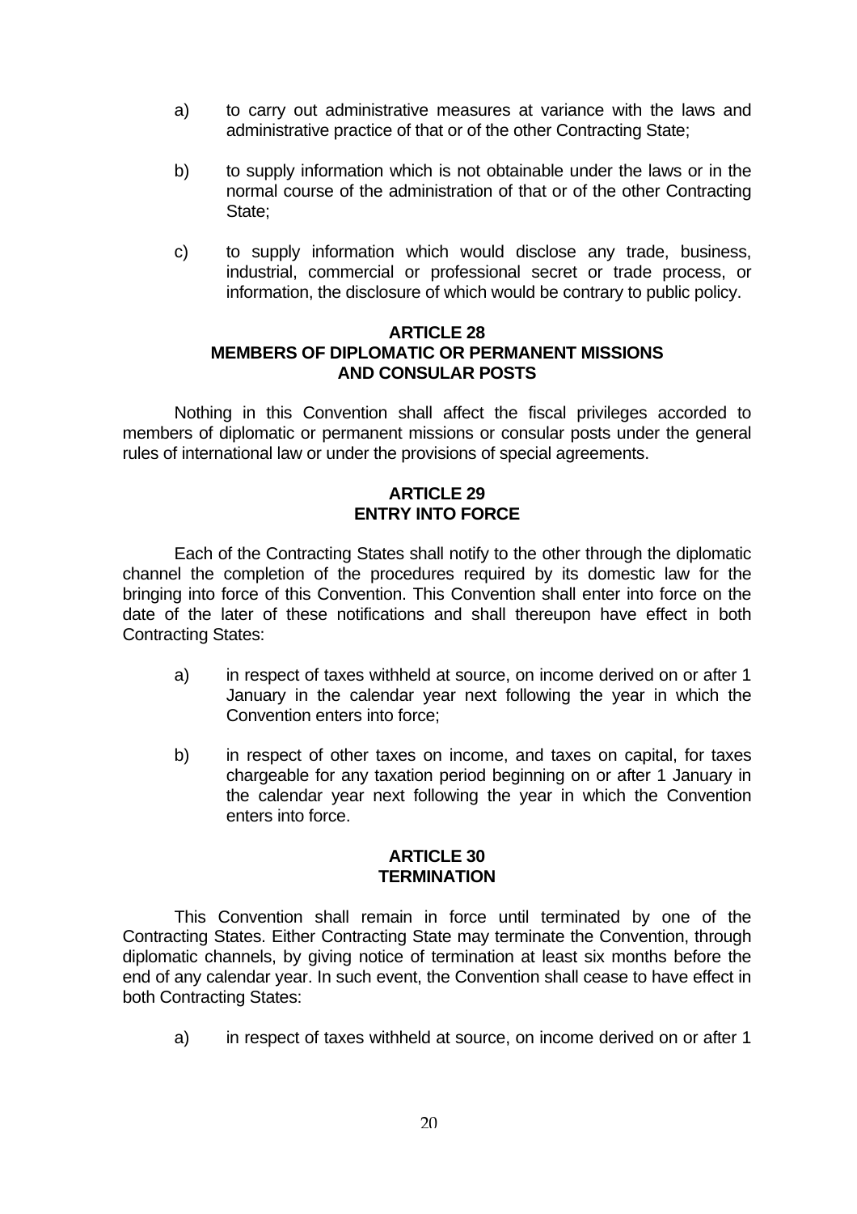a) to carry out administrative measures at variance with the laws and administrative practice of that or of the other Contracting State;

b) to supply information which is not obtainable under the laws or in the normal course of the administration of that or of the other Contracting State;

c) to supply information which would disclose any trade, business, industrial, commercial or professional secret or trade process, or information, the disclosure of which would be contrary to public policy.

## ARTICLE 28
## MEMBERS OF DIPLOMATIC OR PERMANENT MISSIONS AND CONSULAR POSTS

Nothing in this Convention shall affect the fiscal privileges accorded to members of diplomatic or permanent missions or consular posts under the general rules of international law or under the provisions of special agreements.

## ARTICLE 29
## ENTRY INTO FORCE

Each of the Contracting States shall notify to the other through the diplomatic channel the completion of the procedures required by its domestic law for the bringing into force of this Convention. This Convention shall enter into force on the date of the later of these notifications and shall thereupon have effect in both Contracting States:

a) in respect of taxes withheld at source, on income derived on or after 1 January in the calendar year next following the year in which the Convention enters into force;

b) in respect of other taxes on income, and taxes on capital, for taxes chargeable for any taxation period beginning on or after 1 January in the calendar year next following the year in which the Convention enters into force.

## ARTICLE 30
## TERMINATION

This Convention shall remain in force until terminated by one of the Contracting States. Either Contracting State may terminate the Convention, through diplomatic channels, by giving notice of termination at least six months before the end of any calendar year. In such event, the Convention shall cease to have effect in both Contracting States:

a) in respect of taxes withheld at source, on income derived on or after 1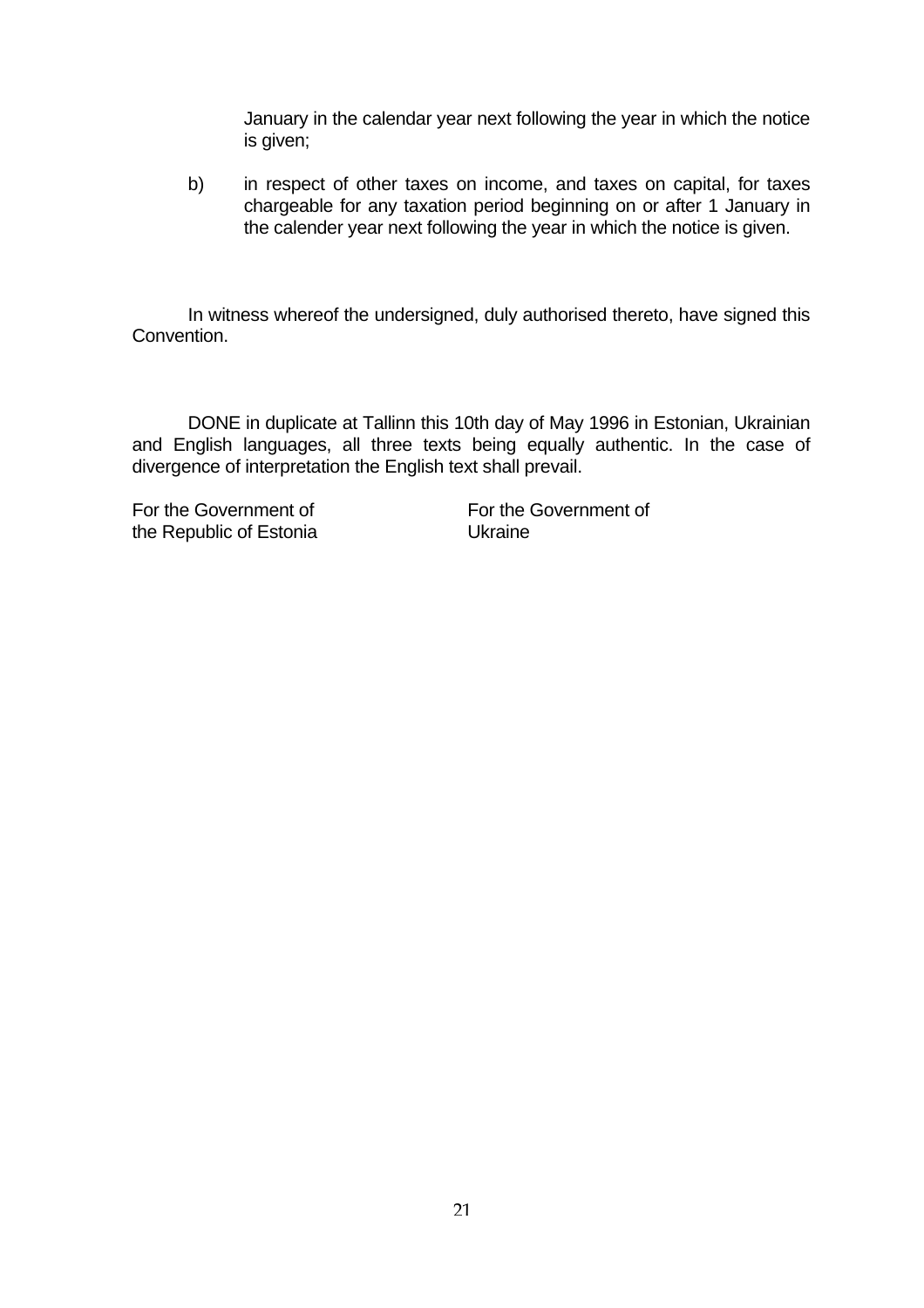January in the calendar year next following the year in which the notice is given;

b) in respect of other taxes on income, and taxes on capital, for taxes chargeable for any taxation period beginning on or after 1 January in the calender year next following the year in which the notice is given.

In witness whereof the undersigned, duly authorised thereto, have signed this Convention.

DONE in duplicate at Tallinn this 10th day of May 1996 in Estonian, Ukrainian and English languages, all three texts being equally authentic. In the case of divergence of interpretation the English text shall prevail.

| | |
|---|---|
| For the Government of the Republic of Estonia | For the Government of Ukraine |